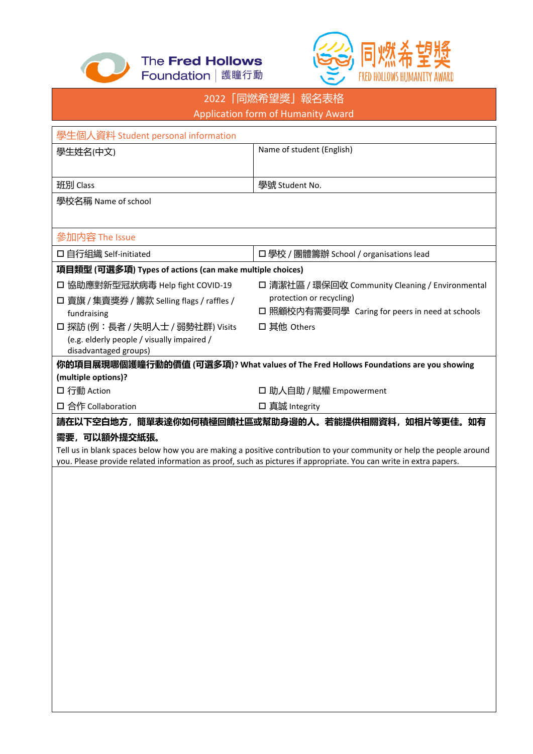The Fred Hollows Foundation 護瞳行動

同燃希望獎 FRED HOLLOWS HUMANITY AWARD

# 2022「同燃希望獎」報名表格
## Application form of Humanity Award

| 學生個人資料 Student personal information | |
|---|---|
| 學生姓名(中文) | Name of student (English) |
| 班別 Class | 學號 Student No. |
| 學校名稱 Name of school | |

**參加內容 The Issue**

☐ 自行組織 Self-initiated

☐ 學校 / 團體籌辦 School / organisations lead

**項目類型 (可選多項) Types of actions (can make multiple choices)**

☐ 協助應對新型冠狀病毒 Help fight COVID-19

☐ 賣旗 / 集賣獎劵 / 籌款 Selling flags / raffles / fundraising

☐ 探訪 (例：長者 / 失明人士 / 弱勢社群) Visits (e.g. elderly people / visually impaired / disadvantaged groups)

☐ 清潔社區 / 環保回收 Community Cleaning / Environmental protection or recycling)

☐ 照顧校內有需要同學 Caring for peers in need at schools

☐ 其他 Others

**你的項目展現哪個護瞳行動的價值 (可選多項)? What values of The Fred Hollows Foundations are you showing (multiple options)?**

☐ 行動 Action

☐ 合作 Collaboration

☐ 助人自助 / 賦權 Empowerment

☐ 真誠 Integrity

**請在以下空白地方，簡單表達你如何積極回饋社區或幫助身邊的人。若能提供相關資料，如相片等更佳。如有需要，可以額外提交紙張。**

Tell us in blank spaces below how you are making a positive contribution to your community or help the people around you. Please provide related information as proof, such as pictures if appropriate. You can write in extra papers.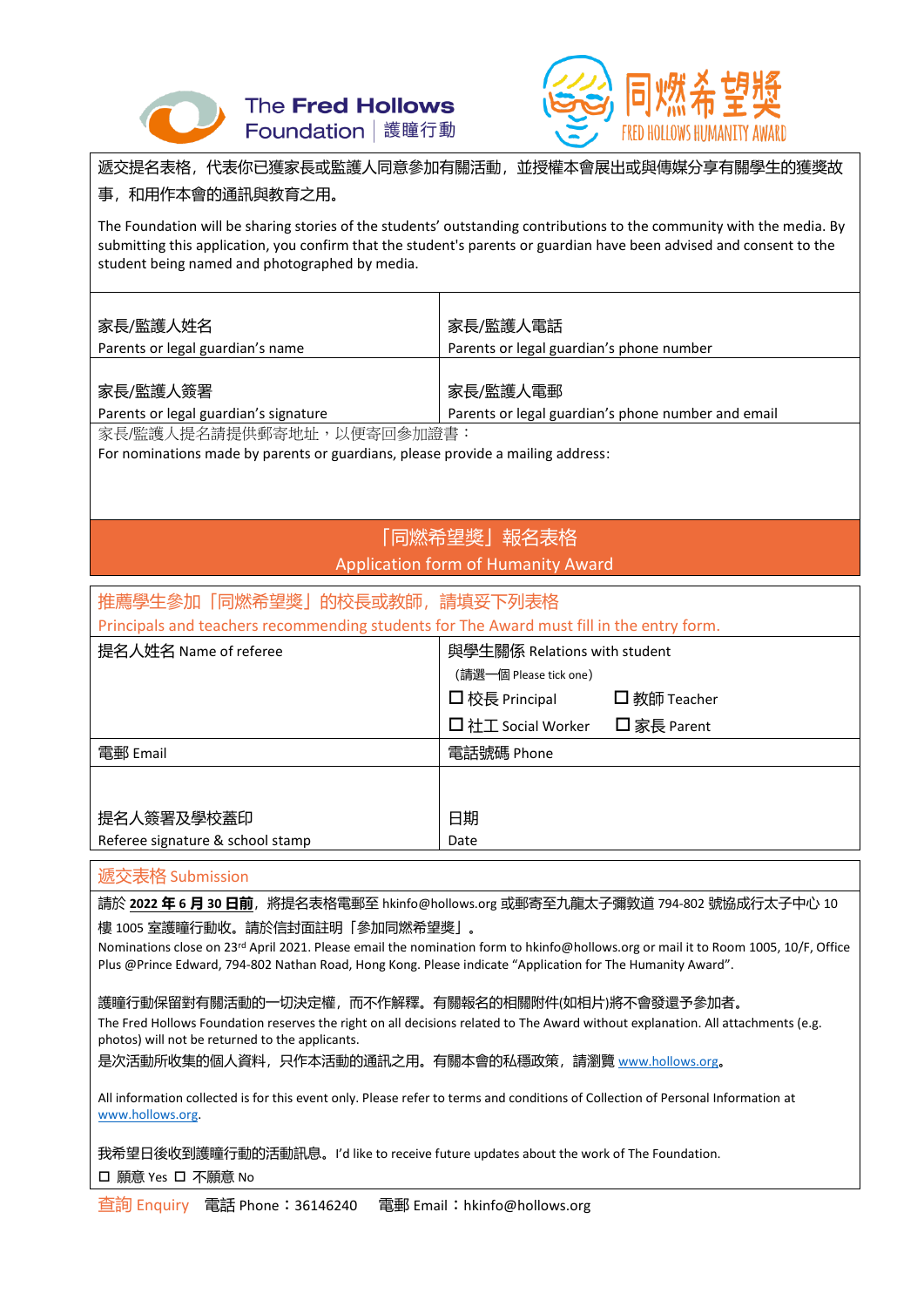The Fred Hollows Foundation 護瞳行動

同燃希望獎 FRED HOLLOWS HUMANITY AWARD

遞交提名表格，代表你已獲家長或監護人同意參加有關活動，並授權本會展出或與傳媒分享有關學生的獲獎故事，和用作本會的通訊與教育之用。

The Foundation will be sharing stories of the students' outstanding contributions to the community with the media. By submitting this application, you confirm that the student's parents or guardian have been advised and consent to the student being named and photographed by media.

| | |
|---|---|
| 家長/監護人姓名<br>Parents or legal guardian's name | 家長/監護人電話<br>Parents or legal guardian's phone number |
| 家長/監護人簽署<br>Parents or legal guardian's signature | 家長/監護人電郵<br>Parents or legal guardian's phone number and email |

家長/監護人提名請提供郵寄地址，以便寄回參加證書：
For nominations made by parents or guardians, please provide a mailing address:

## 「同燃希望獎」報名表格
## Application form of Humanity Award

### 推薦學生參加「同燃希望獎」的校長或教師，請填妥下列表格
### Principals and teachers recommending students for The Award must fill in the entry form.

| | |
|---|---|
| 提名人姓名 Name of referee | 與學生關係 Relations with student<br>(請選一個 Please tick one)<br>☐ 校長 Principal ☐ 教師 Teacher<br>☐ 社工 Social Worker ☐ 家長 Parent |
| 電郵 Email | 電話號碼 Phone |
| 提名人簽署及學校蓋印<br>Referee signature & school stamp | 日期<br>Date |

### 遞交表格 Submission

請於 **2022 年 6 月 30 日前**，將提名表格電郵至 hkinfo@hollows.org 或郵寄至九龍太子彌敦道 794-802 號協成行太子中心 10 樓 1005 室護瞳行動收。請於信封面註明「參加同燃希望獎」。
Nominations close on 23rd April 2021. Please email the nomination form to hkinfo@hollows.org or mail it to Room 1005, 10/F, Office Plus @Prince Edward, 794-802 Nathan Road, Hong Kong. Please indicate "Application for The Humanity Award".

護瞳行動保留對有關活動的一切決定權，而不作解釋。有關報名的相關附件(如相片)將不會發還予參加者。
The Fred Hollows Foundation reserves the right on all decisions related to The Award without explanation. All attachments (e.g. photos) will not be returned to the applicants.
是次活動所收集的個人資料，只作本活動的通訊之用。有關本會的私穩政策，請瀏覽 www.hollows.org。

All information collected is for this event only. Please refer to terms and conditions of Collection of Personal Information at www.hollows.org.

我希望日後收到護瞳行動的活動訊息。I'd like to receive future updates about the work of The Foundation.
☐ 願意 Yes ☐ 不願意 No

查詢 Enquiry 電話 Phone：36146240 電郵 Email：hkinfo@hollows.org